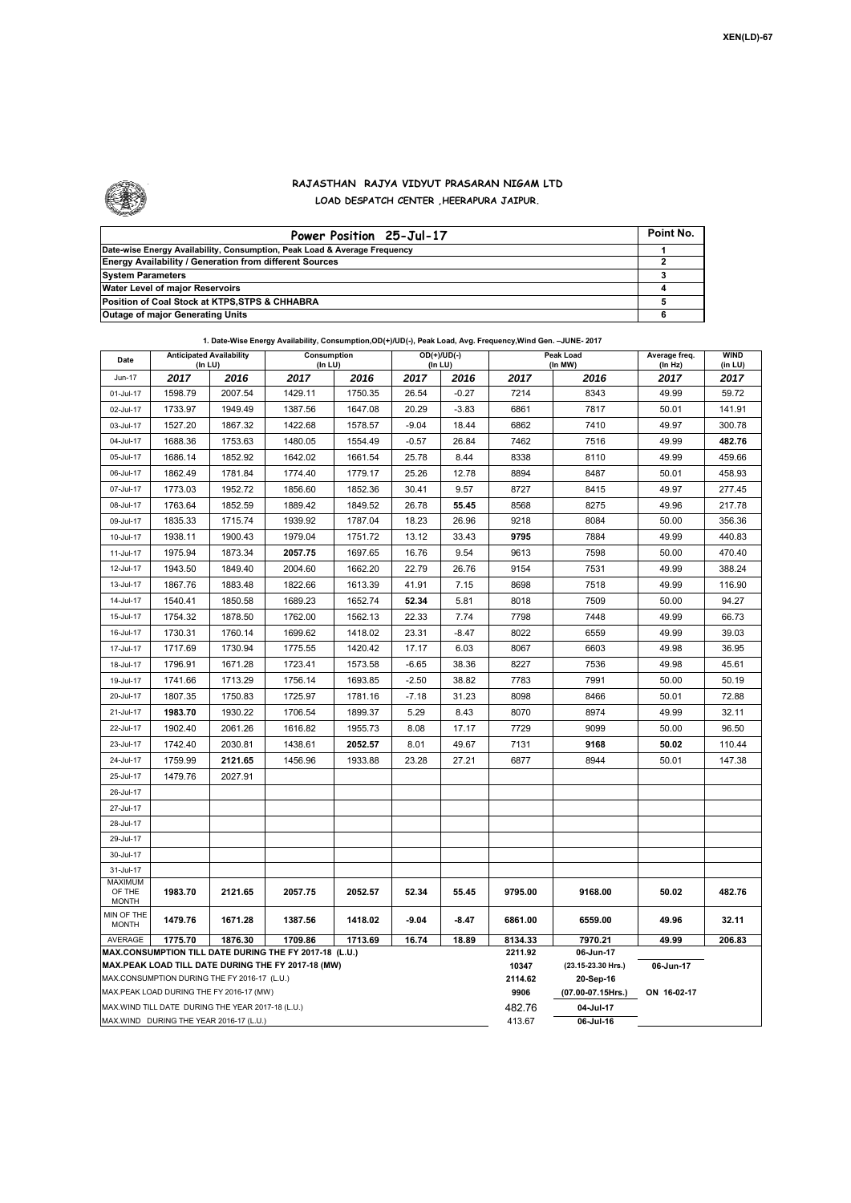XEN(LD)-67

## RAJASTHAN RAJYA VIDYUT PRASARAN NIGAM LTD
### LOAD DESPATCH CENTER ,HEERAPURA JAIPUR.

| Power Position 25-Jul-17 | Point No. |
|---|---|
| Date-wise Energy Availability, Consumption, Peak Load & Average Frequency | 1 |
| Energy Availability / Generation from different Sources | 2 |
| System Parameters | 3 |
| Water Level of major Reservoirs | 4 |
| Position of Coal Stock at KTPS,STPS & CHHABRA | 5 |
| Outage of major Generating Units | 6 |

**1. Date-Wise Energy Availability, Consumption,OD(+)/UD(-), Peak Load, Avg. Frequency,Wind Gen. –JUNE- 2017**

| Date | Anticipated Availability (In LU) | | Consumption (In LU) | | OD(+)/UD(-) (In LU) | | Peak Load (In MW) | | Average freq. (In Hz) | WIND (in LU) |
|---|---|---|---|---|---|---|---|---|---|---|
| Jun-17 | 2017 | 2016 | 2017 | 2016 | 2017 | 2016 | 2017 | 2016 | 2017 | 2017 |
| 01-Jul-17 | 1598.79 | 2007.54 | 1429.11 | 1750.35 | 26.54 | -0.27 | 7214 | 8343 | 49.99 | 59.72 |
| 02-Jul-17 | 1733.97 | 1949.49 | 1387.56 | 1647.08 | 20.29 | -3.83 | 6861 | 7817 | 50.01 | 141.91 |
| 03-Jul-17 | 1527.20 | 1867.32 | 1422.68 | 1578.57 | -9.04 | 18.44 | 6862 | 7410 | 49.97 | 300.78 |
| 04-Jul-17 | 1688.36 | 1753.63 | 1480.05 | 1554.49 | -0.57 | 26.84 | 7462 | 7516 | 49.99 | **482.76** |
| 05-Jul-17 | 1686.14 | 1852.92 | 1642.02 | 1661.54 | 25.78 | 8.44 | 8338 | 8110 | 49.99 | 459.66 |
| 06-Jul-17 | 1862.49 | 1781.84 | 1774.40 | 1779.17 | 25.26 | 12.78 | 8894 | 8487 | 50.01 | 458.93 |
| 07-Jul-17 | 1773.03 | 1952.72 | 1856.60 | 1852.36 | 30.41 | 9.57 | 8727 | 8415 | 49.97 | 277.45 |
| 08-Jul-17 | 1763.64 | 1852.59 | 1889.42 | 1849.52 | 26.78 | **55.45** | 8568 | 8275 | 49.96 | 217.78 |
| 09-Jul-17 | 1835.33 | 1715.74 | 1939.92 | 1787.04 | 18.23 | 26.96 | 9218 | 8084 | 50.00 | 356.36 |
| 10-Jul-17 | 1938.11 | 1900.43 | 1979.04 | 1751.72 | 13.12 | 33.43 | **9795** | 7884 | 49.99 | 440.83 |
| 11-Jul-17 | 1975.94 | 1873.34 | **2057.75** | 1697.65 | 16.76 | 9.54 | 9613 | 7598 | 50.00 | 470.40 |
| 12-Jul-17 | 1943.50 | 1849.40 | 2004.60 | 1662.20 | 22.79 | 26.76 | 9154 | 7531 | 49.99 | 388.24 |
| 13-Jul-17 | 1867.76 | 1883.48 | 1822.66 | 1613.39 | 41.91 | 7.15 | 8698 | 7518 | 49.99 | 116.90 |
| 14-Jul-17 | 1540.41 | 1850.58 | 1689.23 | 1652.74 | **52.34** | 5.81 | 8018 | 7509 | 50.00 | 94.27 |
| 15-Jul-17 | 1754.32 | 1878.50 | 1762.00 | 1562.13 | 22.33 | 7.74 | 7798 | 7448 | 49.99 | 66.73 |
| 16-Jul-17 | 1730.31 | 1760.14 | 1699.62 | 1418.02 | 23.31 | -8.47 | 8022 | 6559 | 49.99 | 39.03 |
| 17-Jul-17 | 1717.69 | 1730.94 | 1775.55 | 1420.42 | 17.17 | 6.03 | 8067 | 6603 | 49.98 | 36.95 |
| 18-Jul-17 | 1796.91 | 1671.28 | 1723.41 | 1573.58 | -6.65 | 38.36 | 8227 | 7536 | 49.98 | 45.61 |
| 19-Jul-17 | 1741.66 | 1713.29 | 1756.14 | 1693.85 | -2.50 | 38.82 | 7783 | 7991 | 50.00 | 50.19 |
| 20-Jul-17 | 1807.35 | 1750.83 | 1725.97 | 1781.16 | -7.18 | 31.23 | 8098 | 8466 | 50.01 | 72.88 |
| 21-Jul-17 | **1983.70** | 1930.22 | 1706.54 | 1899.37 | 5.29 | 8.43 | 8070 | 8974 | 49.99 | 32.11 |
| 22-Jul-17 | 1902.40 | 2061.26 | 1616.82 | 1955.73 | 8.08 | 17.17 | 7729 | 9099 | 50.00 | 96.50 |
| 23-Jul-17 | 1742.40 | 2030.81 | 1438.61 | **2052.57** | 8.01 | 49.67 | 7131 | **9168** | **50.02** | 110.44 |
| 24-Jul-17 | 1759.99 | **2121.65** | 1456.96 | 1933.88 | 23.28 | 27.21 | 6877 | 8944 | 50.01 | 147.38 |
| 25-Jul-17 | 1479.76 | 2027.91 | | | | | | | | |
| 26-Jul-17 | | | | | | | | | | |
| 27-Jul-17 | | | | | | | | | | |
| 28-Jul-17 | | | | | | | | | | |
| 29-Jul-17 | | | | | | | | | | |
| 30-Jul-17 | | | | | | | | | | |
| 31-Jul-17 | | | | | | | | | | |
| MAXIMUM OF THE MONTH | **1983.70** | **2121.65** | **2057.75** | **2052.57** | **52.34** | **55.45** | **9795.00** | **9168.00** | **50.02** | **482.76** |
| MIN OF THE MONTH | **1479.76** | **1671.28** | **1387.56** | **1418.02** | **-9.04** | **-8.47** | **6861.00** | **6559.00** | **49.96** | **32.11** |
| AVERAGE | **1775.70** | **1876.30** | **1709.86** | **1713.69** | **16.74** | **18.89** | **8134.33** | **7970.21** | **49.99** | **206.83** |
| MAX.CONSUMPTION TILL DATE DURING THE FY 2017-18 (L.U.) | | | | | | | 2211.92 | 06-Jun-17 | | |
| MAX.PEAK LOAD TILL DATE DURING THE FY 2017-18 (MW) | | | | | | | 10347 | (23.15-23.30 Hrs.) | 06-Jun-17 | |
| MAX.CONSUMPTION DURING THE FY 2016-17 (L.U.) | | | | | | | 2114.62 | 20-Sep-16 | | |
| MAX.PEAK LOAD DURING THE FY 2016-17 (MW) | | | | | | | 9906 | (07.00-07.15Hrs.) | ON 16-02-17 | |
| MAX.WIND TILL DATE DURING THE YEAR 2017-18 (L.U.) | | | | | | | 482.76 | 04-Jul-17 | | |
| MAX.WIND DURING THE YEAR 2016-17 (L.U.) | | | | | | | 413.67 | 06-Jul-16 | | |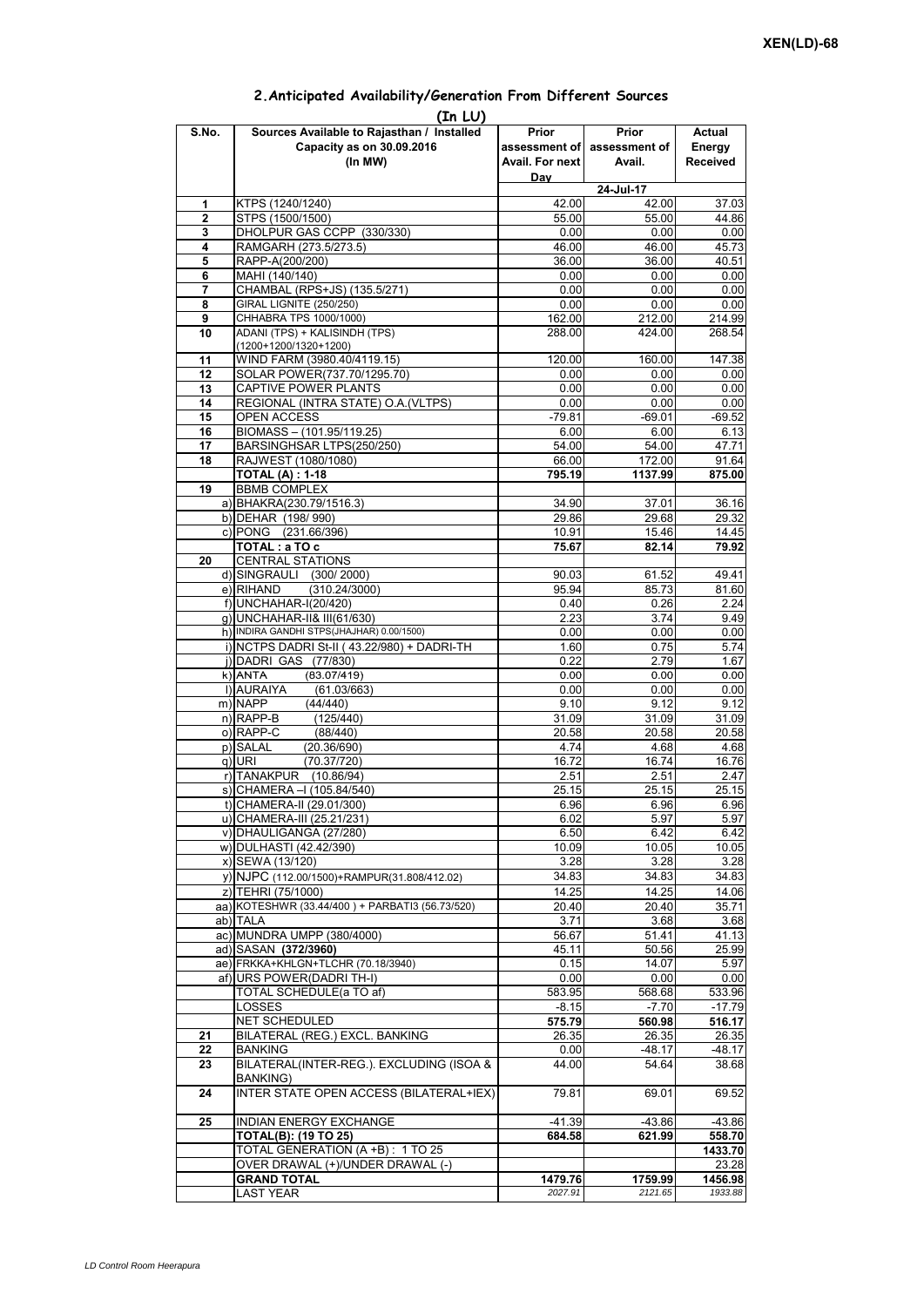## 2.Anticipated Availability/Generation From Different Sources

**(In LU)**

| S.No. | Sources Available to Rajasthan / Installed Capacity as on 30.09.2016 (In MW) | Prior assessment of Avail. For next Day | Prior assessment of Avail. | Actual Energy Received |
|---|---|---|---|---|
| | | | 24-Jul-17 | |
| 1 | KTPS (1240/1240) | 42.00 | 42.00 | 37.03 |
| 2 | STPS (1500/1500) | 55.00 | 55.00 | 44.86 |
| 3 | DHOLPUR GAS CCPP (330/330) | 0.00 | 0.00 | 0.00 |
| 4 | RAMGARH (273.5/273.5) | 46.00 | 46.00 | 45.73 |
| 5 | RAPP-A(200/200) | 36.00 | 36.00 | 40.51 |
| 6 | MAHI (140/140) | 0.00 | 0.00 | 0.00 |
| 7 | CHAMBAL (RPS+JS) (135.5/271) | 0.00 | 0.00 | 0.00 |
| 8 | GIRAL LIGNITE (250/250) | 0.00 | 0.00 | 0.00 |
| 9 | CHHABRA TPS 1000/1000) | 162.00 | 212.00 | 214.99 |
| 10 | ADANI (TPS) + KALISINDH (TPS) (1200+1200/1320+1200) | 288.00 | 424.00 | 268.54 |
| 11 | WIND FARM (3980.40/4119.15) | 120.00 | 160.00 | 147.38 |
| 12 | SOLAR POWER(737.70/1295.70) | 0.00 | 0.00 | 0.00 |
| 13 | CAPTIVE POWER PLANTS | 0.00 | 0.00 | 0.00 |
| 14 | REGIONAL (INTRA STATE) O.A.(VLTPS) | 0.00 | 0.00 | 0.00 |
| 15 | OPEN ACCESS | -79.81 | -69.01 | -69.52 |
| 16 | BIOMASS – (101.95/119.25) | 6.00 | 6.00 | 6.13 |
| 17 | BARSINGHSAR LTPS(250/250) | 54.00 | 54.00 | 47.71 |
| 18 | RAJWEST (1080/1080) | 66.00 | 172.00 | 91.64 |
| | **TOTAL (A) : 1-18** | **795.19** | **1137.99** | **875.00** |
| 19 | BBMB COMPLEX | | | |
| | a) BHAKRA(230.79/1516.3) | 34.90 | 37.01 | 36.16 |
| | b) DEHAR (198/ 990) | 29.86 | 29.68 | 29.32 |
| | c) PONG (231.66/396) | 10.91 | 15.46 | 14.45 |
| | **TOTAL : a TO c** | **75.67** | **82.14** | **79.92** |
| 20 | CENTRAL STATIONS | | | |
| | d) SINGRAULI (300/ 2000) | 90.03 | 61.52 | 49.41 |
| | e) RIHAND (310.24/3000) | 95.94 | 85.73 | 81.60 |
| | f) UNCHAHAR-I(20/420) | 0.40 | 0.26 | 2.24 |
| | g) UNCHAHAR-II& III(61/630) | 2.23 | 3.74 | 9.49 |
| | h) INDIRA GANDHI STPS(JHAJHAR) 0.00/1500) | 0.00 | 0.00 | 0.00 |
| | i) NCTPS DADRI St-II ( 43.22/980) + DADRI-TH | 1.60 | 0.75 | 5.74 |
| | j) DADRI GAS (77/830) | 0.22 | 2.79 | 1.67 |
| | k) ANTA (83.07/419) | 0.00 | 0.00 | 0.00 |
| | l) AURAIYA (61.03/663) | 0.00 | 0.00 | 0.00 |
| | m) NAPP (44/440) | 9.10 | 9.12 | 9.12 |
| | n) RAPP-B (125/440) | 31.09 | 31.09 | 31.09 |
| | o) RAPP-C (88/440) | 20.58 | 20.58 | 20.58 |
| | p) SALAL (20.36/690) | 4.74 | 4.68 | 4.68 |
| | q) URI (70.37/720) | 16.72 | 16.74 | 16.76 |
| | r) TANAKPUR (10.86/94) | 2.51 | 2.51 | 2.47 |
| | s) CHAMERA –I (105.84/540) | 25.15 | 25.15 | 25.15 |
| | t) CHAMERA-II (29.01/300) | 6.96 | 6.96 | 6.96 |
| | u) CHAMERA-III (25.21/231) | 6.02 | 5.97 | 5.97 |
| | v) DHAULIGANGA (27/280) | 6.50 | 6.42 | 6.42 |
| | w) DULHASTI (42.42/390) | 10.09 | 10.05 | 10.05 |
| | x) SEWA (13/120) | 3.28 | 3.28 | 3.28 |
| | y) NJPC (112.00/1500)+RAMPUR(31.808/412.02) | 34.83 | 34.83 | 34.83 |
| | z) TEHRI (75/1000) | 14.25 | 14.25 | 14.06 |
| | aa) KOTESHWR (33.44/400 ) + PARBATI3 (56.73/520) | 20.40 | 20.40 | 35.71 |
| | ab) TALA | 3.71 | 3.68 | 3.68 |
| | ac) MUNDRA UMPP (380/4000) | 56.67 | 51.41 | 41.13 |
| | ad) SASAN **(372/3960)** | 45.11 | 50.56 | 25.99 |
| | ae) FRKKA+KHLGN+TLCHR (70.18/3940) | 0.15 | 14.07 | 5.97 |
| | af) URS POWER(DADRI TH-I) | 0.00 | 0.00 | 0.00 |
| | TOTAL SCHEDULE(a TO af) | 583.95 | 568.68 | 533.96 |
| | LOSSES | -8.15 | -7.70 | -17.79 |
| | NET SCHEDULED | **575.79** | **560.98** | **516.17** |
| 21 | BILATERAL (REG.) EXCL. BANKING | 26.35 | 26.35 | 26.35 |
| 22 | BANKING | 0.00 | -48.17 | -48.17 |
| 23 | BILATERAL(INTER-REG.). EXCLUDING (ISOA & BANKING) | 44.00 | 54.64 | 38.68 |
| 24 | INTER STATE OPEN ACCESS (BILATERAL+IEX) | 79.81 | 69.01 | 69.52 |
| 25 | INDIAN ENERGY EXCHANGE | -41.39 | -43.86 | -43.86 |
| | **TOTAL(B): (19 TO 25)** | **684.58** | **621.99** | **558.70** |
| | TOTAL GENERATION (A +B) : 1 TO 25 | | | **1433.70** |
| | OVER DRAWAL (+)/UNDER DRAWAL (-) | | | 23.28 |
| | **GRAND TOTAL** | **1479.76** | **1759.99** | **1456.98** |
| | LAST YEAR | *2027.91* | *2121.65* | *1933.88* |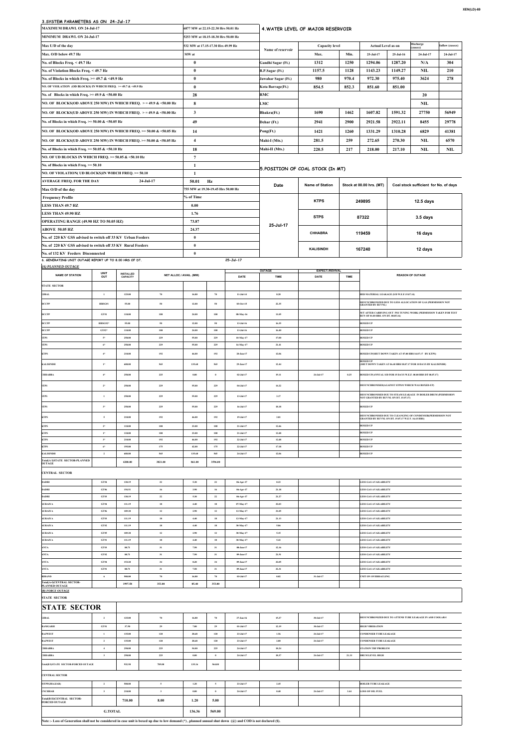## 3.SYSTEM PARAMETERS AS ON 24-Jul-17

| | |
|---|---|
| MAXIMUM DRAWL ON 24-Jul-17 | 6877 MW at 22.15-22.30 Hrs 50.01 Hz |
| MINIMUM DRAWL ON 24-Jul-17 | 5253 MW at 18.15-18.30 Hrs 50.00 Hz |
| Max U/D of the day | 532 MW at 17.15-17.30 Hrs 49.99 Hz |
| Max. O/D below 49.7 Hz | MW at |
| No. of Blocks Freq. < 49.7 Hz | 0 |
| No. of Violation Blocks Freq. < 49.7 Hz | 0 |
| No. of Blocks in which Freq. >= 49.7 & <49.9 Hz | 0 |
| NO. OF VIOLATION (OD BLOCKS) IN WHICH FREQ. >= 49.7 & <49.9 Hz | 0 |
| No. of Blocks in which Freq. >= 49.9 & <50.00 Hz | 28 |
| NO. OF BLOCKS(OD ABOVE 250 MW) IN WHICH FREQ. > = 49.9 & <50.00 Hz | 8 |
| NO. OF BLOCKS(UD ABOVE 250 MW) IN WHICH FREQ. > = 49.9 & <50.00 Hz | 3 |
| No. of Blocks in which Freq. >= 50.00 & <50.05 Hz | 49 |
| NO. OF BLOCKS(OD ABOVE 250 MW) IN WHICH FREQ. >= 50.00 & <50.05 Hz | 14 |
| NO. OF BLOCKS(UD ABOVE 250 MW) IN WHICH FREQ. >= 50.00 & <50.05 Hz | 4 |
| No. of Blocks in which Freq. >= 50.05 & <50.10 Hz | 18 |
| NO. OF UD BLOCKS IN WHICH FREQ. >= 50.05 & <50.10 Hz | 7 |
| No. of Blocks in which Freq. >= 50.10 | 1 |
| NO. OF VIOLATION( UD BLOCKS)IN WHICH FREQ. >= 50.10 | 1 |
| AVERAGE FREQ. FOR THE DAY 24-Jul-17 | 50.01 Hz |
| Max O/D of the day | 755 MW at 19.30-19.45 Hrs 50.00 Hz |
| Frequency Profile | % of Time |
| LESS THAN 49.7 HZ | 0.00 |
| LESS THAN 49.90 HZ | 1.76 |
| OPERATING RANGE (49.90 HZ TO 50.05 HZ) | 73.87 |
| ABOVE 50.05 HZ | 24.37 |
| No. of 220 KV GSS advised to switch off 33 KV Urban Feeders | 0 |
| No. of 220 KV GSS advised to switch off 33 KV Rural Feeders | 0 |
| No. of 132 KV Feeders Disconnected | 0 |

## 4.WATER LEVEL OF MAJOR RESERVOIR

| Name of reservoir | Capacity level | | Actual Level as on | | Discharge (cusecs) | Inflow (cusecs) |
|---|---|---|---|---|---|---|
| | Max. | Min. | 25-Jul-17 | 25-Jul-16 | 24-Jul-17 | 24-Jul-17 |
| Gandhi Sagar (Ft.) | 1312 | 1250 | 1294.06 | 1287.20 | N/A | 304 |
| R.P.Sagar (Ft.) | 1157.5 | 1128 | 1143.23 | 1149.27 | NIL | 210 |
| Jawahar Sagar (Ft.) | 980 | 970.4 | 972.30 | 975.40 | 3624 | 278 |
| Kota Barrage(Ft.) | 854.5 | 852.3 | 851.60 | 851.00 | | |
| RMC | | | | | 20 | |
| LMC | | | | | NIL | |
| Bhakra(Ft.) | 1690 | 1462 | 1607.82 | 1591.32 | 27750 | 56949 |
| Dehar (Ft.) | 2941 | 2900 | 2921.58 | 2922.11 | 8455 | 29778 |
| Pong(Ft.) | 1421 | 1260 | 1331.29 | 1310.28 | 6829 | 41381 |
| Mahi-I (Mts.) | 281.5 | 259 | 272.65 | 270.30 | NIL | 6570 |
| Mahi-II (Mts.) | 220.5 | 217 | 218.00 | 217.10 | NIL | NIL |

## 5.POSITION OF COAL STOCK (In MT)

| Date | Name of Station | Stock at 00.00 hrs. (MT) | Coal stock sufficient for No. of days |
|---|---|---|---|
| 25-Jul-17 | KTPS | 249895 | 12.5 days |
| | STPS | 87322 | 3.5 days |
| | CHHABRA | 119459 | 16 days |
| | KALISINDH | 167240 | 12 days |

## 6. GENERATING UNIT OUTAGE REPORT UP TO 8.00 HRS OF DT. 25-Jul-17

### (A) PLANNED OUTAGE

| NAME OF STATION | UNIT OUT | INSTALLED CAPACITY | NET ALLOC./ AVAIL. (MW) | | | OUTAGE DATE | OUTAGE TIME | EXPECT./REVIVAL DATE | EXPECT./REVIVAL TIME | REASON OF OUTAGE |
|---|---|---|---|---|---|---|---|---|---|---|
| **STATE SECTOR** | | | | | | | | | | |
| GIRAL | 1 | 125.00 | 70 | 16.80 | 70 | 11-Jul-14 | 8.20 | | | BED MATERIAL LEAKAGE (S/D W.E.F.19.07.14) |
| DCCPP | HRSG#1 | 55.00 | 50 | 12.00 | 50 | 03-Oct-15 | 22.35 | | | DESYNCHRONIZED DUE TO LESS ALLOCATION OF GAS (PERMISSION NOT GRANTED BY RUVNL) |
| DCCPP | GT#1 | 110.00 | 100 | 24.00 | 100 | 08-May-16 | 11.05 | | | S/T AFTER CARRYING OUT PSS TUNING WORK (PERMISSION TAKEN FOR TEST RUN OF 01.00 HRS. ON DT. 08.05.16) |
| DCCPP | HRSG#2* | 55.00 | 50 | 12.00 | 50 | 13-Jul-16 | 16.35 | | | BOXED UP |
| DCCPP | GT#2* | 110.00 | 100 | 24.00 | 100 | 13-Jul-16 | 16.40 | | | BOXED UP |
| STPS | 5* | 250.00 | 229 | 55.00 | 229 | 10-May-17 | 17.00 | | | BOXED UP |
| STPS | 6* | 250.00 | 229 | 55.00 | 229 | 16-May-17 | 21.41 | | | BOXED UP |
| KTPS | 6* | 210.00 | 192 | 46.00 | 192 | 28-Jun-17 | 12.06 | | | BOXED UP(SHUT DOWN TAKEN AT 07.00 HRS/14.07.17 BY KTPS) |
| KALISINDH | 1* | 600.00 | 565 | 135.60 | 565 | 29-Jun-17 | 12.44 | | | BOXED UP (SHUT DOWN TAKEN AT 06.00 HRS/ 20.07.17 FOR 10 DAYS BY KALISINDH) |
| CHHABRA | 6* | 250.00 | 225 | 0.00 | 0 | 02-Jul-17 | 19.11 | 24-Jul-17 | 0.25 | BOXED UP(ANNUAL S/D FOR 15 DAYS W.E.F. 00.00 HRS DT 08.07.17) |
| STPS | 2* | 250.00 | 229 | 55.00 | 229 | 04-Jul-17 | 14.22 | | | DESYNCHRONISED(AGAINST STPS#1 WHICH WAS BOXED-UP) |
| STPS | 1 | 250.00 | 229 | 55.00 | 229 | 13-Jul-17 | 3.17 | | | DESYNCHRONISED DUE TO STEAM LEAKAGE IN BOILER DRUM (PERMISSION NOT GRANTED BY RUVNL ON DT. 15.07.17) |
| STPS | 3* | 250.00 | 229 | 55.00 | 229 | 16-Jul-17 | 18.18 | | | BOXED UP |
| KTPS | 5 | 210.00 | 192 | 46.00 | 192 | 19-Jul-17 | 3.01 | | | DESYNCHRONISED DUE TO CLEANGING OF CONDENSER(PERMISSION NOT GRANTED BY RUVNL ON DT. 19.07.17 W.E.F. 16.43 HRS) |
| KTPS | 2* | 110.00 | 100 | 23.00 | 100 | 21-Jul-17 | 12.46 | | | BOXED UP |
| KTPS | 1* | 110.00 | 100 | 23.00 | 100 | 21-Jul-17 | 12.48 | | | BOXED UP |
| KTPS | 3* | 210.00 | 192 | 46.00 | 192 | 22-Jul-17 | 12.48 | | | BOXED UP |
| KTPS | 4* | 195.00 | 175 | 42.00 | 175 | 22-Jul-17 | 17.18 | | | BOXED UP |
| KALISINDH | 2 | 600.00 | 565 | 135.60 | 565 | 24-Jul-17 | 12.06 | | | BOXED UP |
| Total(A I)STATE SECTOR-PLANNED OUTAGE | | 4200.00 | 3821.00 | 861.00 | 3596.00 | | | | | |
| **CENTRAL SECTOR** | | | | | | | | | | |
| DADRI | GT#4 | 130.19 | 22 | 5.30 | 22 | 06-Apr-17 | 0.23 | | | LESS GAS AVAILABILITY |
| DADRI | GT#6 | 154.51 | 16 | 3.90 | 16 | 06-Apr-17 | 21.18 | | | LESS GAS AVAILABILITY |
| DADRI | GT#3 | 130.19 | 22 | 5.30 | 22 | 06-Apr-17 | 21.27 | | | LESS GAS AVAILABILITY |
| AURAIYA | GT#4 | 111.19 | 18 | 4.40 | 18 | 07-May-17 | 22.03 | | | LESS GAS AVAILABILITY |
| AURAIYA | GT#6 | 109.30 | 12 | 2.90 | 12 | 12-May-17 | 21.05 | | | LESS GAS AVAILABILITY |
| AURAIYA | GT#3 | 111.19 | 18 | 4.40 | 18 | 12-May-17 | 21.13 | | | LESS GAS AVAILABILITY |
| AURAIYA | GT#2 | 111.19 | 18 | 4.40 | 18 | 30-May-17 | 5.06 | | | LESS GAS AVAILABILITY |
| AURAIYA | GT#5 | 109.30 | 12 | 2.90 | 12 | 30-May-17 | 5.15 | | | LESS GAS AVAILABILITY |
| AURAIYA | GT#1 | 111.19 | 18 | 4.40 | 18 | 30-May-17 | 5.22 | | | LESS GAS AVAILABILITY |
| ANTA | GT#3 | 88.71 | 31 | 7.50 | 31 | 09-Jun-17 | 12.16 | | | LESS GAS AVAILABILITY |
| ANTA | GT#2 | 88.71 | 31 | 7.50 | 31 | 09-Jun-17 | 21.51 | | | LESS GAS AVAILABILITY |
| ANTA | GT#4 | 153.20 | 34 | 8.20 | 34 | 09-Jun-17 | 22.05 | | | LESS GAS AVAILABILITY |
| ANTA | GT#1 | 88.71 | 31 | 7.50 | 31 | 09-Jun-17 | 22.31 | | | LESS GAS AVAILABILITY |
| RIHAND | 6 | 500.00 | 70 | 16.80 | 70 | 03-Jul-17 | 0.02 | 31-Jul-17 | | UNIT ON OVERHAULING |
| Total(A-II)CENTRAL SECTOR-PLANNED OUTAGE | | 1997.58 | 353.00 | 85.40 | 353.00 | | | | | |

### (B) FORCE OUTAGE

**STATE SECTOR**

| NAME OF STATION | UNIT OUT | INSTALLED CAPACITY | NET ALLOC./ AVAIL. (MW) | | | OUTAGE DATE | OUTAGE TIME | EXPECT./REVIVAL DATE | EXPECT./REVIVAL TIME | REASON OF OUTAGE |
|---|---|---|---|---|---|---|---|---|---|---|
| **STATE SECTOR** | | | | | | | | | | |
| GIRAL | 2 | 125.00 | 70 | 16.80 | 70 | 27-Jan-16 | 15.27 | 30-Jul-17 | | DESYNCHRONIZED DUE TO ATTEND TUBE LEAKAGE IN ASH COOLAR-I |
| RAMGARH | GT#1 | 37.50 | 29 | 7.00 | 29 | 01-Jul-17 | 12.19 | 30-Jul-17 | | HIGH VIBERATION |
| RAJWEST | 1 | 135.00 | 120 | 28.60 | 120 | 23-Jul-17 | 1.56 | 24-Jul-17 | | CONDENSER TUBE LEAKAGE |
| RAJWEST | 2 | 135.00 | 120 | 28.60 | 120 | 23-Jul-17 | 2.00 | 24-Jul-17 | | CONDENSER TUBE LEAKAGE |
| CHHABRA | 4 | 250.00 | 225 | 54.00 | 225 | 24-Jul-17 | 18.24 | | | STATION TRF PROBLEM |
| CHHABRA | 3 | 250.00 | 225 | 0.00 | 0 | 24-Jul-17 | 18.37 | 24-Jul-17 | 21.31 | DRUM LEVEL HIGH |
| Total(B I)STATE SECTOR-FORCED OUTAGE | | 932.50 | 789.00 | 135.16 | 564.00 | | | | | |
| **CENTRAL SECTOR** | | | | | | | | | | |
| ISTPP(JHAJJAR) | 2 | 500.00 | 5 | 1.20 | 5 | 23-Jul-17 | 2.45 | | | BOILER TUBE LEAKAGE |
| UNCHHAR | 3 | 210.00 | 3 | 0.00 | 0 | 24-Jul-17 | 0.40 | 24-Jul-17 | 3.44 | LOSS OF OIL FUEL |
| Total(B II)CENTRAL SECTOR-FORCED OUTAGE | | 710.00 | 8.00 | 1.20 | 5.00 | | | | | |
| G.TOTAL | | | | 136.36 | 569.00 | | | | | |

Note :- Loss of Generation shall not be considered in case unit is boxed up due to low demand (*) , planned annual shut down (@) and COD is not declared ($).